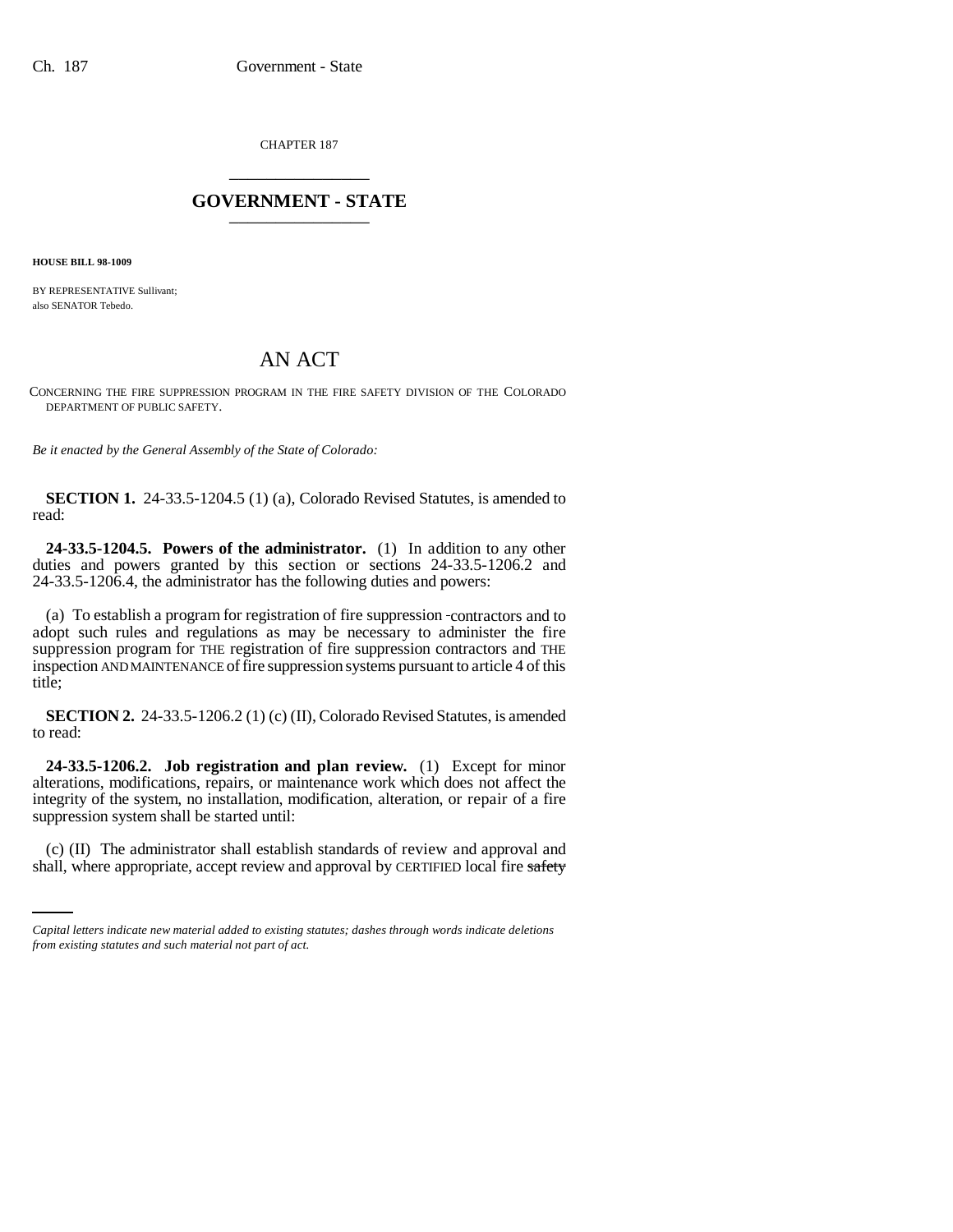CHAPTER 187

# GOVERNMENT - STATE

**HOUSE BILL 98-1009**

BY REPRESENTATIVE Sullivant;
also SENATOR Tebedo.

# AN ACT

CONCERNING THE FIRE SUPPRESSION PROGRAM IN THE FIRE SAFETY DIVISION OF THE COLORADO DEPARTMENT OF PUBLIC SAFETY.

*Be it enacted by the General Assembly of the State of Colorado:*

**SECTION 1.** 24-33.5-1204.5 (1) (a), Colorado Revised Statutes, is amended to read:

**24-33.5-1204.5. Powers of the administrator.** (1) In addition to any other duties and powers granted by this section or sections 24-33.5-1206.2 and 24-33.5-1206.4, the administrator has the following duties and powers:

(a) To establish a program for registration of fire suppression contractors and to adopt such rules and regulations as may be necessary to administer the fire suppression program for THE registration of fire suppression contractors and THE inspection AND MAINTENANCE of fire suppression systems pursuant to article 4 of this title;

**SECTION 2.** 24-33.5-1206.2 (1) (c) (II), Colorado Revised Statutes, is amended to read:

**24-33.5-1206.2. Job registration and plan review.** (1) Except for minor alterations, modifications, repairs, or maintenance work which does not affect the integrity of the system, no installation, modification, alteration, or repair of a fire suppression system shall be started until:

(c) (II) The administrator shall establish standards of review and approval and shall, where appropriate, accept review and approval by CERTIFIED local fire ~~safety~~

*Capital letters indicate new material added to existing statutes; dashes through words indicate deletions from existing statutes and such material not part of act.*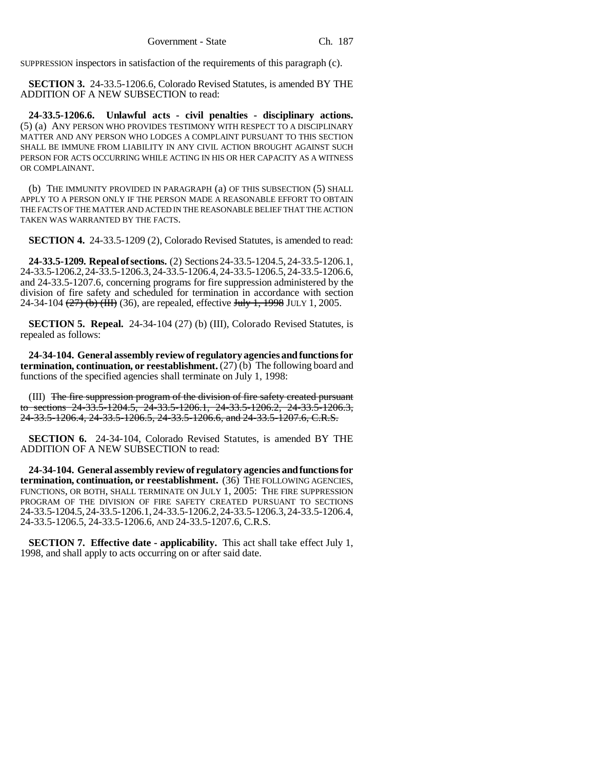SUPPRESSION inspectors in satisfaction of the requirements of this paragraph (c).

**SECTION 3.** 24-33.5-1206.6, Colorado Revised Statutes, is amended BY THE ADDITION OF A NEW SUBSECTION to read:

**24-33.5-1206.6. Unlawful acts - civil penalties - disciplinary actions.** (5) (a) ANY PERSON WHO PROVIDES TESTIMONY WITH RESPECT TO A DISCIPLINARY MATTER AND ANY PERSON WHO LODGES A COMPLAINT PURSUANT TO THIS SECTION SHALL BE IMMUNE FROM LIABILITY IN ANY CIVIL ACTION BROUGHT AGAINST SUCH PERSON FOR ACTS OCCURRING WHILE ACTING IN HIS OR HER CAPACITY AS A WITNESS OR COMPLAINANT.

(b) THE IMMUNITY PROVIDED IN PARAGRAPH (a) OF THIS SUBSECTION (5) SHALL APPLY TO A PERSON ONLY IF THE PERSON MADE A REASONABLE EFFORT TO OBTAIN THE FACTS OF THE MATTER AND ACTED IN THE REASONABLE BELIEF THAT THE ACTION TAKEN WAS WARRANTED BY THE FACTS.

**SECTION 4.** 24-33.5-1209 (2), Colorado Revised Statutes, is amended to read:

**24-33.5-1209. Repeal of sections.** (2) Sections 24-33.5-1204.5, 24-33.5-1206.1, 24-33.5-1206.2, 24-33.5-1206.3, 24-33.5-1206.4, 24-33.5-1206.5, 24-33.5-1206.6, and 24-33.5-1207.6, concerning programs for fire suppression administered by the division of fire safety and scheduled for termination in accordance with section 24-34-104 ~~(27) (b) (III)~~ (36), are repealed, effective ~~July 1, 1998~~ JULY 1, 2005.

**SECTION 5. Repeal.** 24-34-104 (27) (b) (III), Colorado Revised Statutes, is repealed as follows:

**24-34-104. General assembly review of regulatory agencies and functions for termination, continuation, or reestablishment.** (27) (b) The following board and functions of the specified agencies shall terminate on July 1, 1998:

(III) ~~The fire suppression program of the division of fire safety created pursuant to sections 24-33.5-1204.5, 24-33.5-1206.1, 24-33.5-1206.2, 24-33.5-1206.3, 24-33.5-1206.4, 24-33.5-1206.5, 24-33.5-1206.6, and 24-33.5-1207.6, C.R.S.~~

**SECTION 6.** 24-34-104, Colorado Revised Statutes, is amended BY THE ADDITION OF A NEW SUBSECTION to read:

**24-34-104. General assembly review of regulatory agencies and functions for termination, continuation, or reestablishment.** (36) THE FOLLOWING AGENCIES, FUNCTIONS, OR BOTH, SHALL TERMINATE ON JULY 1, 2005: THE FIRE SUPPRESSION PROGRAM OF THE DIVISION OF FIRE SAFETY CREATED PURSUANT TO SECTIONS 24-33.5-1204.5, 24-33.5-1206.1, 24-33.5-1206.2, 24-33.5-1206.3, 24-33.5-1206.4, 24-33.5-1206.5, 24-33.5-1206.6, AND 24-33.5-1207.6, C.R.S.

**SECTION 7. Effective date - applicability.** This act shall take effect July 1, 1998, and shall apply to acts occurring on or after said date.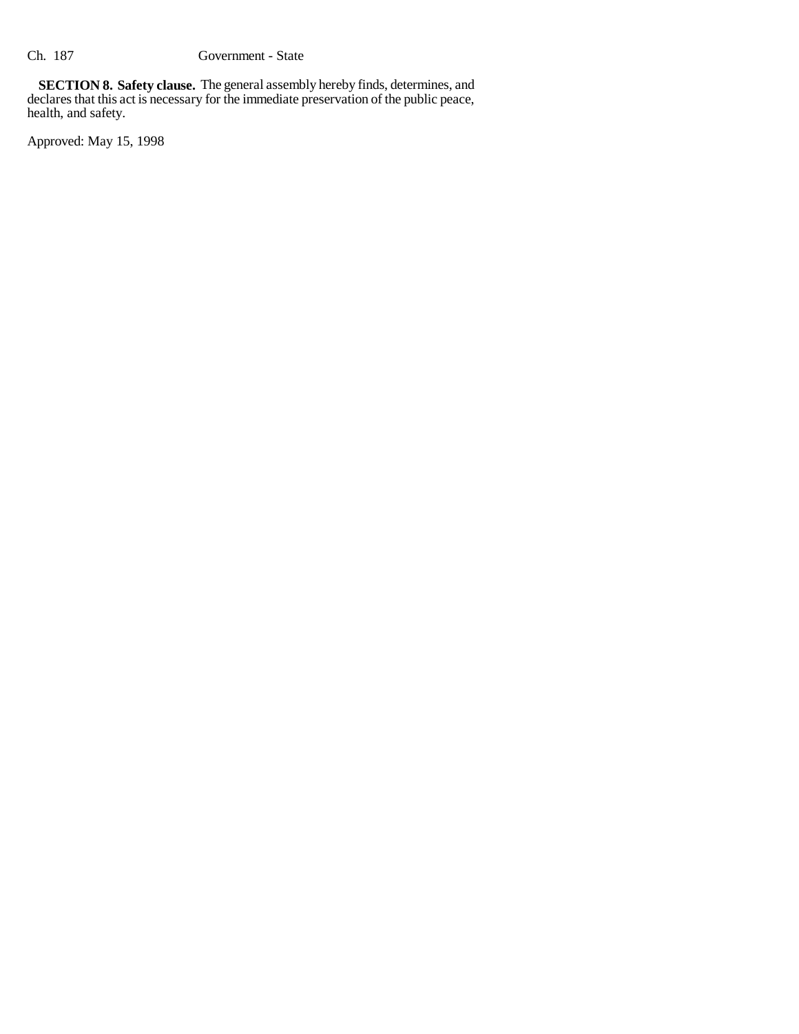**SECTION 8. Safety clause.** The general assembly hereby finds, determines, and declares that this act is necessary for the immediate preservation of the public peace, health, and safety.

Approved: May 15, 1998